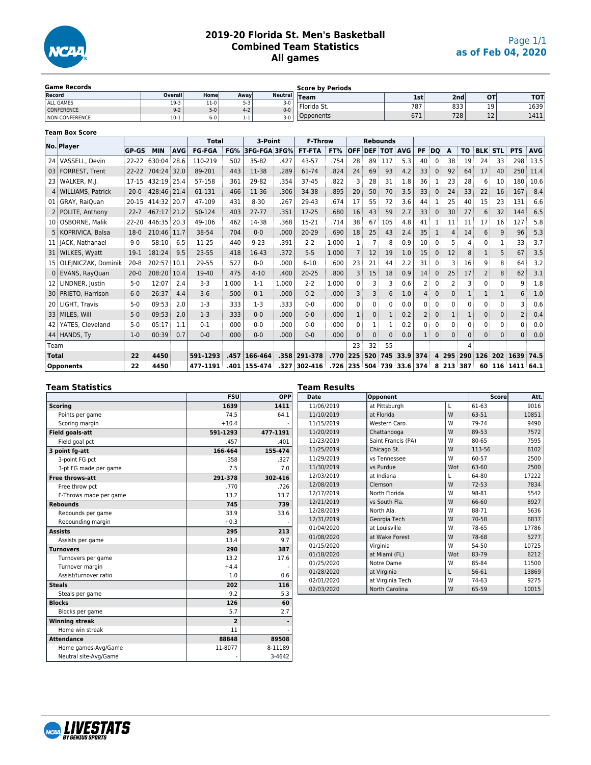# 2019-20 Florida St. Men's Basketball
## Combined Team Statistics
## All games

as of Feb 04, 2020

### Game Records

| Record | Overall | Home | Away | Neutral |
|---|---|---|---|---|
| ALL GAMES | 19-3 | 11-0 | 5-3 | 3-0 |
| CONFERENCE | 9-2 | 5-0 | 4-2 | 0-0 |
| NON-CONFERENCE | 10-1 | 6-0 | 1-1 | 3-0 |

### Score by Periods

| Team | 1st | 2nd | OT | TOT |
|---|---|---|---|---|
| Florida St. | 787 | 833 | 19 | 1639 |
| Opponents | 671 | 728 | 12 | 1411 |

### Team Box Score

| No. | Player | GP-GS | MIN | AVG | Total FG-FGA | FG% | 3-Point 3FG-FGA | 3FG% | F-Throw FT-FTA | FT% | Rebounds OFF | DEF | TOT | AVG | PF | DQ | A | TO | BLK | STL | PTS | AVG |
|---|---|---|---|---|---|---|---|---|---|---|---|---|---|---|---|---|---|---|---|---|---|---|
| 24 | VASSELL, Devin | 22-22 | 630:04 | 28.6 | 110-219 | .502 | 35-82 | .427 | 43-57 | .754 | 28 | 89 | 117 | 5.3 | 40 | 0 | 38 | 19 | 24 | 33 | 298 | 13.5 |
| 03 | FORREST, Trent | 22-22 | 704:24 | 32.0 | 89-201 | .443 | 11-38 | .289 | 61-74 | .824 | 24 | 69 | 93 | 4.2 | 33 | 0 | 92 | 64 | 17 | 40 | 250 | 11.4 |
| 23 | WALKER, M.J. | 17-15 | 432:19 | 25.4 | 57-158 | .361 | 29-82 | .354 | 37-45 | .822 | 3 | 28 | 31 | 1.8 | 36 | 1 | 23 | 28 | 6 | 10 | 180 | 10.6 |
| 4 | WILLIAMS, Patrick | 20-0 | 428:46 | 21.4 | 61-131 | .466 | 11-36 | .306 | 34-38 | .895 | 20 | 50 | 70 | 3.5 | 33 | 0 | 24 | 33 | 22 | 16 | 167 | 8.4 |
| 01 | GRAY, RaiQuan | 20-15 | 414:32 | 20.7 | 47-109 | .431 | 8-30 | .267 | 29-43 | .674 | 17 | 55 | 72 | 3.6 | 44 | 1 | 25 | 40 | 15 | 23 | 131 | 6.6 |
| 2 | POLITE, Anthony | 22-7 | 467:17 | 21.2 | 50-124 | .403 | 27-77 | .351 | 17-25 | .680 | 16 | 43 | 59 | 2.7 | 33 | 0 | 30 | 27 | 6 | 32 | 144 | 6.5 |
| 10 | OSBORNE, Malik | 22-20 | 446:35 | 20.3 | 49-106 | .462 | 14-38 | .368 | 15-21 | .714 | 38 | 67 | 105 | 4.8 | 41 | 1 | 11 | 11 | 17 | 16 | 127 | 5.8 |
| 5 | KOPRIVICA, Balsa | 18-0 | 210:46 | 11.7 | 38-54 | .704 | 0-0 | .000 | 20-29 | .690 | 18 | 25 | 43 | 2.4 | 35 | 1 | 4 | 14 | 6 | 9 | 96 | 5.3 |
| 11 | JACK, Nathanael | 9-0 | 58:10 | 6.5 | 11-25 | .440 | 9-23 | .391 | 2-2 | 1.000 | 1 | 7 | 8 | 0.9 | 10 | 0 | 5 | 4 | 0 | 1 | 33 | 3.7 |
| 31 | WILKES, Wyatt | 19-1 | 181:24 | 9.5 | 23-55 | .418 | 16-43 | .372 | 5-5 | 1.000 | 7 | 12 | 19 | 1.0 | 15 | 0 | 12 | 8 | 1 | 5 | 67 | 3.5 |
| 15 | OLEJNICZAK, Dominik | 20-8 | 202:57 | 10.1 | 29-55 | .527 | 0-0 | .000 | 6-10 | .600 | 23 | 21 | 44 | 2.2 | 31 | 0 | 3 | 16 | 9 | 8 | 64 | 3.2 |
| 0 | EVANS, RayQuan | 20-0 | 208:20 | 10.4 | 19-40 | .475 | 4-10 | .400 | 20-25 | .800 | 3 | 15 | 18 | 0.9 | 14 | 0 | 25 | 17 | 2 | 8 | 62 | 3.1 |
| 12 | LINDNER, Justin | 5-0 | 12:07 | 2.4 | 3-3 | 1.000 | 1-1 | 1.000 | 2-2 | 1.000 | 0 | 3 | 3 | 0.6 | 2 | 0 | 2 | 3 | 0 | 0 | 9 | 1.8 |
| 30 | PRIETO, Harrison | 6-0 | 26:37 | 4.4 | 3-6 | .500 | 0-1 | .000 | 0-2 | .000 | 3 | 3 | 6 | 1.0 | 4 | 0 | 0 | 1 | 1 | 1 | 6 | 1.0 |
| 20 | LIGHT, Travis | 5-0 | 09:53 | 2.0 | 1-3 | .333 | 1-3 | .333 | 0-0 | .000 | 0 | 0 | 0 | 0.0 | 0 | 0 | 0 | 0 | 0 | 0 | 3 | 0.6 |
| 33 | MILES, Will | 5-0 | 09:53 | 2.0 | 1-3 | .333 | 0-0 | .000 | 0-0 | .000 | 1 | 0 | 1 | 0.2 | 2 | 0 | 1 | 1 | 0 | 0 | 2 | 0.4 |
| 42 | YATES, Cleveland | 5-0 | 05:17 | 1.1 | 0-1 | .000 | 0-0 | .000 | 0-0 | .000 | 0 | 1 | 1 | 0.2 | 0 | 0 | 0 | 0 | 0 | 0 | 0 | 0.0 |
| 44 | HANDS, Ty | 1-0 | 00:39 | 0.7 | 0-0 | .000 | 0-0 | .000 | 0-0 | .000 | 0 | 0 | 0 | 0.0 | 1 | 0 | 0 | 0 | 0 | 0 | 0 | 0.0 |
| | Team | | | | | | | | | | 23 | 32 | 55 | | | | | 4 | | | | |
| | **Total** | 22 | 4450 | | 591-1293 | .457 | 166-464 | .358 | 291-378 | .770 | 225 | 520 | 745 | 33.9 | 374 | 4 | 295 | 290 | 126 | 202 | 1639 | 74.5 |
| | **Opponents** | 22 | 4450 | | 477-1191 | .401 | 155-474 | .327 | 302-416 | .726 | 235 | 504 | 739 | 33.6 | 374 | 8 | 213 | 387 | 60 | 116 | 1411 | 64.1 |

### Team Statistics

| | FSU | OPP |
|---|---|---|
| **Scoring** | 1639 | 1411 |
| Points per game | 74.5 | 64.1 |
| Scoring margin | +10.4 | - |
| **Field goals-att** | 591-1293 | 477-1191 |
| Field goal pct | .457 | .401 |
| **3 point fg-att** | 166-464 | 155-474 |
| 3-point FG pct | .358 | .327 |
| 3-pt FG made per game | 7.5 | 7.0 |
| **Free throws-att** | 291-378 | 302-416 |
| Free throw pct | .770 | .726 |
| F-Throws made per game | 13.2 | 13.7 |
| **Rebounds** | 745 | 739 |
| Rebounds per game | 33.9 | 33.6 |
| Rebounding margin | +0.3 | - |
| **Assists** | 295 | 213 |
| Assists per game | 13.4 | 9.7 |
| **Turnovers** | 290 | 387 |
| Turnovers per game | 13.2 | 17.6 |
| Turnover margin | +4.4 | - |
| Assist/turnover ratio | 1.0 | 0.6 |
| **Steals** | 202 | 116 |
| Steals per game | 9.2 | 5.3 |
| **Blocks** | 126 | 60 |
| Blocks per game | 5.7 | 2.7 |
| **Winning streak** | 2 | - |
| Home win streak | 11 | - |
| **Attendance** | 88848 | 89508 |
| Home games-Avg/Game | 11-8077 | 8-11189 |
| Neutral site-Avg/Game | - | 3-4642 |

### Team Results

| Date | Opponent | | Score | Att. |
|---|---|---|---|---|
| 11/06/2019 | at Pittsburgh | L | 61-63 | 9016 |
| 11/10/2019 | at Florida | W | 63-51 | 10851 |
| 11/15/2019 | Western Caro. | W | 79-74 | 9490 |
| 11/20/2019 | Chattanooga | W | 89-53 | 7572 |
| 11/23/2019 | Saint Francis (PA) | W | 80-65 | 7595 |
| 11/25/2019 | Chicago St. | W | 113-56 | 6102 |
| 11/29/2019 | vs Tennessee | W | 60-57 | 2500 |
| 11/30/2019 | vs Purdue | Wot | 63-60 | 2500 |
| 12/03/2019 | at Indiana | L | 64-80 | 17222 |
| 12/08/2019 | Clemson | W | 72-53 | 7834 |
| 12/17/2019 | North Florida | W | 98-81 | 5542 |
| 12/21/2019 | vs South Fla. | W | 66-60 | 8927 |
| 12/28/2019 | North Ala. | W | 88-71 | 5636 |
| 12/31/2019 | Georgia Tech | W | 70-58 | 6837 |
| 01/04/2020 | at Louisville | W | 78-65 | 17786 |
| 01/08/2020 | at Wake Forest | W | 78-68 | 5277 |
| 01/15/2020 | Virginia | W | 54-50 | 10725 |
| 01/18/2020 | at Miami (FL) | Wot | 83-79 | 6212 |
| 01/25/2020 | Notre Dame | W | 85-84 | 11500 |
| 01/28/2020 | at Virginia | L | 56-61 | 13869 |
| 02/01/2020 | at Virginia Tech | W | 74-63 | 9275 |
| 02/03/2020 | North Carolina | W | 65-59 | 10015 |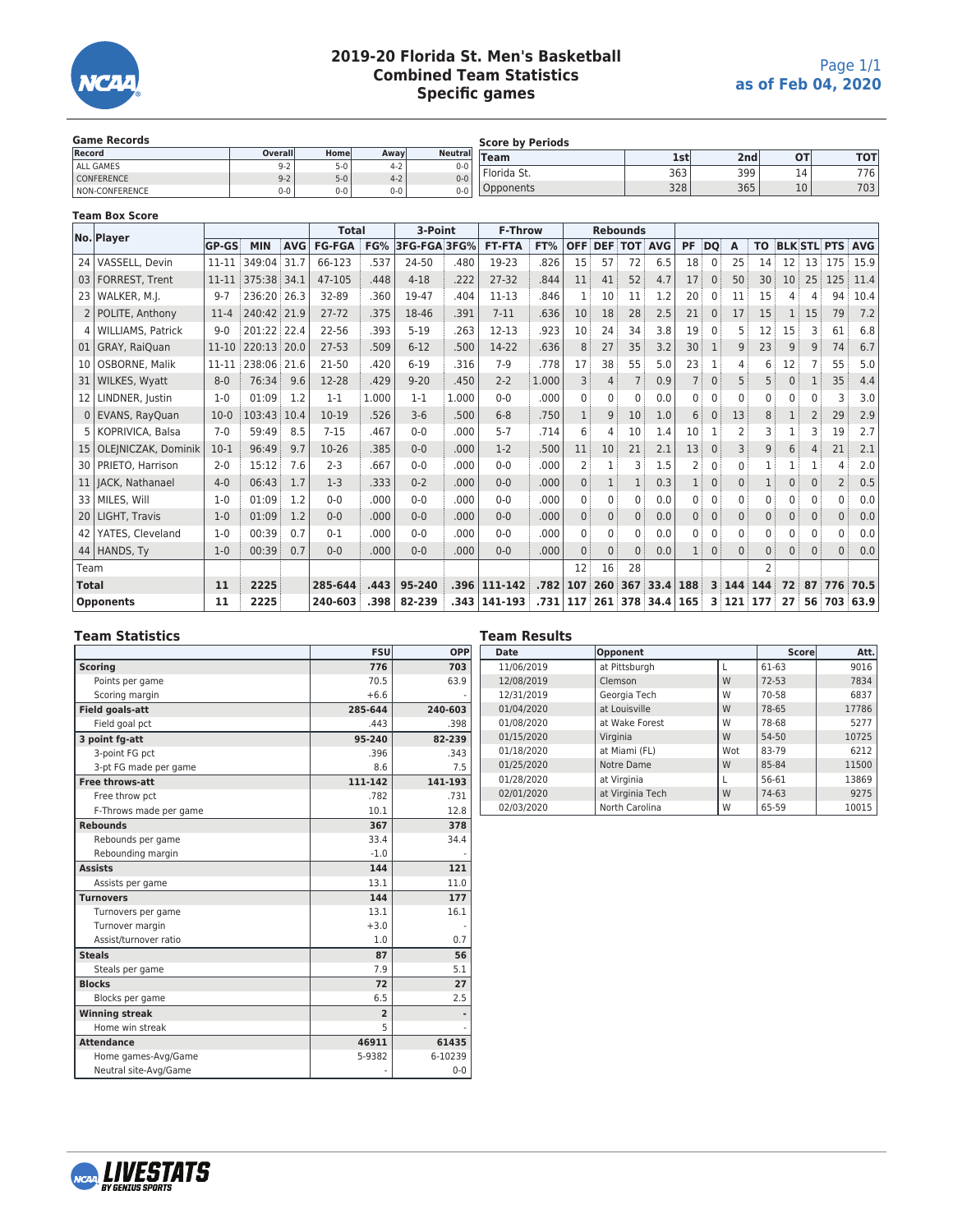# 2019-20 Florida St. Men's Basketball
## Combined Team Statistics
## Specific games

as of Feb 04, 2020

### Game Records

| Record | Overall | Home | Away | Neutral |
|---|---|---|---|---|
| ALL GAMES | 9-2 | 5-0 | 4-2 | 0-0 |
| CONFERENCE | 9-2 | 5-0 | 4-2 | 0-0 |
| NON-CONFERENCE | 0-0 | 0-0 | 0-0 | 0-0 |

### Score by Periods

| Team | 1st | 2nd | OT | TOT |
|---|---|---|---|---|
| Florida St. | 363 | 399 | 14 | 776 |
| Opponents | 328 | 365 | 10 | 703 |

### Team Box Score

| No. | Player | GP-GS | MIN | AVG | Total FG-FGA | FG% | 3-Point 3FG-FGA | 3FG% | F-Throw FT-FTA | FT% | Rebounds OFF | DEF | TOT | AVG | PF | DQ | A | TO | BLK | STL | PTS | AVG |
|---|---|---|---|---|---|---|---|---|---|---|---|---|---|---|---|---|---|---|---|---|---|---|
| 24 | VASSELL, Devin | 11-11 | 349:04 | 31.7 | 66-123 | .537 | 24-50 | .480 | 19-23 | .826 | 15 | 57 | 72 | 6.5 | 18 | 0 | 25 | 14 | 12 | 13 | 175 | 15.9 |
| 03 | FORREST, Trent | 11-11 | 375:38 | 34.1 | 47-105 | .448 | 4-18 | .222 | 27-32 | .844 | 11 | 41 | 52 | 4.7 | 17 | 0 | 50 | 30 | 10 | 25 | 125 | 11.4 |
| 23 | WALKER, M.J. | 9-7 | 236:20 | 26.3 | 32-89 | .360 | 19-47 | .404 | 11-13 | .846 | 1 | 10 | 11 | 1.2 | 20 | 0 | 11 | 15 | 4 | 4 | 94 | 10.4 |
| 2 | POLITE, Anthony | 11-4 | 240:42 | 21.9 | 27-72 | .375 | 18-46 | .391 | 7-11 | .636 | 10 | 18 | 28 | 2.5 | 21 | 0 | 17 | 15 | 1 | 15 | 79 | 7.2 |
| 4 | WILLIAMS, Patrick | 9-0 | 201:22 | 22.4 | 22-56 | .393 | 5-19 | .263 | 12-13 | .923 | 10 | 24 | 34 | 3.8 | 19 | 0 | 5 | 12 | 15 | 3 | 61 | 6.8 |
| 01 | GRAY, RaiQuan | 11-10 | 220:13 | 20.0 | 27-53 | .509 | 6-12 | .500 | 14-22 | .636 | 8 | 27 | 35 | 3.2 | 30 | 1 | 9 | 23 | 9 | 9 | 74 | 6.7 |
| 10 | OSBORNE, Malik | 11-11 | 238:06 | 21.6 | 21-50 | .420 | 6-19 | .316 | 7-9 | .778 | 17 | 38 | 55 | 5.0 | 23 | 1 | 4 | 6 | 12 | 7 | 55 | 5.0 |
| 31 | WILKES, Wyatt | 8-0 | 76:34 | 9.6 | 12-28 | .429 | 9-20 | .450 | 2-2 | 1.000 | 3 | 4 | 7 | 0.9 | 7 | 0 | 5 | 5 | 0 | 1 | 35 | 4.4 |
| 12 | LINDNER, Justin | 1-0 | 01:09 | 1.2 | 1-1 | 1.000 | 1-1 | 1.000 | 0-0 | .000 | 0 | 0 | 0 | 0.0 | 0 | 0 | 0 | 0 | 0 | 0 | 3 | 3.0 |
| 0 | EVANS, RayQuan | 10-0 | 103:43 | 10.4 | 10-19 | .526 | 3-6 | .500 | 6-8 | .750 | 1 | 9 | 10 | 1.0 | 6 | 0 | 13 | 8 | 1 | 2 | 29 | 2.9 |
| 5 | KOPRIVICA, Balsa | 7-0 | 59:49 | 8.5 | 7-15 | .467 | 0-0 | .000 | 5-7 | .714 | 6 | 4 | 10 | 1.4 | 10 | 1 | 2 | 3 | 1 | 3 | 19 | 2.7 |
| 15 | OLEJNICZAK, Dominik | 10-1 | 96:49 | 9.7 | 10-26 | .385 | 0-0 | .000 | 1-2 | .500 | 11 | 10 | 21 | 2.1 | 13 | 0 | 3 | 9 | 6 | 4 | 21 | 2.1 |
| 30 | PRIETO, Harrison | 2-0 | 15:12 | 7.6 | 2-3 | .667 | 0-0 | .000 | 0-0 | .000 | 2 | 1 | 3 | 1.5 | 2 | 0 | 0 | 1 | 1 | 1 | 4 | 2.0 |
| 11 | JACK, Nathanael | 4-0 | 06:43 | 1.7 | 1-3 | .333 | 0-2 | .000 | 0-0 | .000 | 0 | 1 | 1 | 0.3 | 1 | 0 | 0 | 1 | 0 | 0 | 2 | 0.5 |
| 33 | MILES, Will | 1-0 | 01:09 | 1.2 | 0-0 | .000 | 0-0 | .000 | 0-0 | .000 | 0 | 0 | 0 | 0.0 | 0 | 0 | 0 | 0 | 0 | 0 | 0 | 0.0 |
| 20 | LIGHT, Travis | 1-0 | 01:09 | 1.2 | 0-0 | .000 | 0-0 | .000 | 0-0 | .000 | 0 | 0 | 0 | 0.0 | 0 | 0 | 0 | 0 | 0 | 0 | 0 | 0.0 |
| 42 | YATES, Cleveland | 1-0 | 00:39 | 0.7 | 0-1 | .000 | 0-0 | .000 | 0-0 | .000 | 0 | 0 | 0 | 0.0 | 0 | 0 | 0 | 0 | 0 | 0 | 0 | 0.0 |
| 44 | HANDS, Ty | 1-0 | 00:39 | 0.7 | 0-0 | .000 | 0-0 | .000 | 0-0 | .000 | 0 | 0 | 0 | 0.0 | 1 | 0 | 0 | 0 | 0 | 0 | 0 | 0.0 |
| Team | | | | | | | | | | | 12 | 16 | 28 | | | | | 2 | | | | |
| Total | | 11 | 2225 | | 285-644 | .443 | 95-240 | .396 | 111-142 | .782 | 107 | 260 | 367 | 33.4 | 188 | 3 | 144 | 144 | 72 | 87 | 776 | 70.5 |
| Opponents | | 11 | 2225 | | 240-603 | .398 | 82-239 | .343 | 141-193 | .731 | 117 | 261 | 378 | 34.4 | 165 | 3 | 121 | 177 | 27 | 56 | 703 | 63.9 |

### Team Statistics

| | FSU | OPP |
|---|---|---|
| **Scoring** | 776 | 703 |
| Points per game | 70.5 | 63.9 |
| Scoring margin | +6.6 | - |
| **Field goals-att** | 285-644 | 240-603 |
| Field goal pct | .443 | .398 |
| **3 point fg-att** | 95-240 | 82-239 |
| 3-point FG pct | .396 | .343 |
| 3-pt FG made per game | 8.6 | 7.5 |
| **Free throws-att** | 111-142 | 141-193 |
| Free throw pct | .782 | .731 |
| F-Throws made per game | 10.1 | 12.8 |
| **Rebounds** | 367 | 378 |
| Rebounds per game | 33.4 | 34.4 |
| Rebounding margin | -1.0 | - |
| **Assists** | 144 | 121 |
| Assists per game | 13.1 | 11.0 |
| **Turnovers** | 144 | 177 |
| Turnovers per game | 13.1 | 16.1 |
| Turnover margin | +3.0 | - |
| Assist/turnover ratio | 1.0 | 0.7 |
| **Steals** | 87 | 56 |
| Steals per game | 7.9 | 5.1 |
| **Blocks** | 72 | 27 |
| Blocks per game | 6.5 | 2.5 |
| **Winning streak** | 2 | - |
| Home win streak | 5 | - |
| **Attendance** | 46911 | 61435 |
| Home games-Avg/Game | 5-9382 | 6-10239 |
| Neutral site-Avg/Game | - | 0-0 |

### Team Results

| Date | Opponent | | Score | Att. |
|---|---|---|---|---|
| 11/06/2019 | at Pittsburgh | L | 61-63 | 9016 |
| 12/08/2019 | Clemson | W | 72-53 | 7834 |
| 12/31/2019 | Georgia Tech | W | 70-58 | 6837 |
| 01/04/2020 | at Louisville | W | 78-65 | 17786 |
| 01/08/2020 | at Wake Forest | W | 78-68 | 5277 |
| 01/15/2020 | Virginia | W | 54-50 | 10725 |
| 01/18/2020 | at Miami (FL) | Wot | 83-79 | 6212 |
| 01/25/2020 | Notre Dame | W | 85-84 | 11500 |
| 01/28/2020 | at Virginia | L | 56-61 | 13869 |
| 02/01/2020 | at Virginia Tech | W | 74-63 | 9275 |
| 02/03/2020 | North Carolina | W | 65-59 | 10015 |